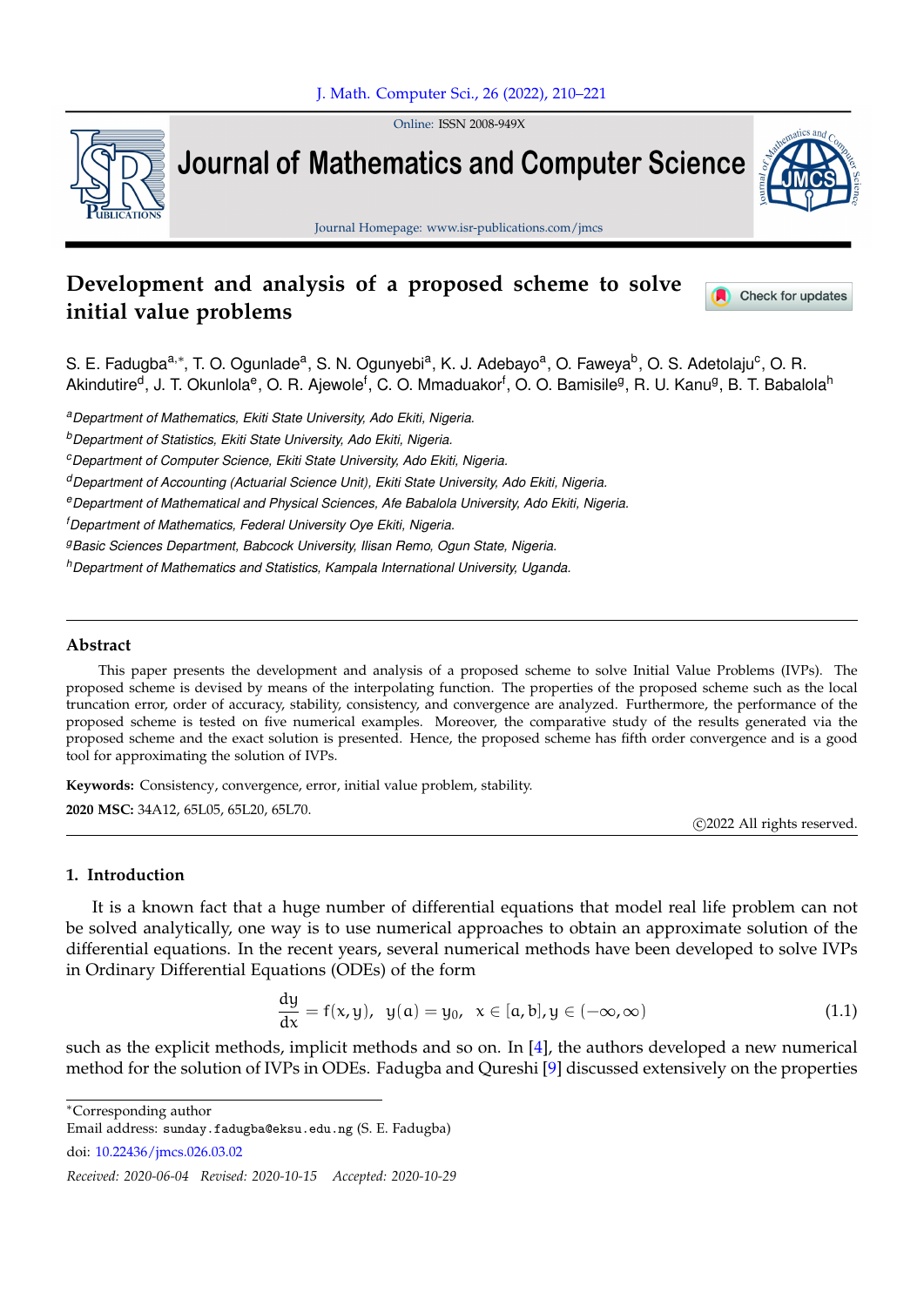# Development and analysis of a proposed scheme to solve initial value problems

S. E. Fadugba[a,*], T. O. Ogunlade[a], S. N. Ogunyebi[a], K. J. Adebayo[a], O. Faweya[b], O. S. Adetolaju[c], O. R. Akindutire[d], J. T. Okunlola[e], O. R. Ajewole[f], C. O. Mmaduakor[f], O. O. Bamisile[g], R. U. Kanu[g], B. T. Babalola[h]

[a]Department of Mathematics, Ekiti State University, Ado Ekiti, Nigeria.

[b]Department of Statistics, Ekiti State University, Ado Ekiti, Nigeria.

[c]Department of Computer Science, Ekiti State University, Ado Ekiti, Nigeria.

[d]Department of Accounting (Actuarial Science Unit), Ekiti State University, Ado Ekiti, Nigeria.

[e]Department of Mathematical and Physical Sciences, Afe Babalola University, Ado Ekiti, Nigeria.

[f]Department of Mathematics, Federal University Oye Ekiti, Nigeria.

[g]Basic Sciences Department, Babcock University, Ilisan Remo, Ogun State, Nigeria.

[h]Department of Mathematics and Statistics, Kampala International University, Uganda.

## Abstract

This paper presents the development and analysis of a proposed scheme to solve Initial Value Problems (IVPs). The proposed scheme is devised by means of the interpolating function. The properties of the proposed scheme such as the local truncation error, order of accuracy, stability, consistency, and convergence are analyzed. Furthermore, the performance of the proposed scheme is tested on five numerical examples. Moreover, the comparative study of the results generated via the proposed scheme and the exact solution is presented. Hence, the proposed scheme has fifth order convergence and is a good tool for approximating the solution of IVPs.

**Keywords:** Consistency, convergence, error, initial value problem, stability.

**2020 MSC:** 34A12, 65L05, 65L20, 65L70.

©2022 All rights reserved.

## 1. Introduction

It is a known fact that a huge number of differential equations that model real life problem can not be solved analytically, one way is to use numerical approaches to obtain an approximate solution of the differential equations. In the recent years, several numerical methods have been developed to solve IVPs in Ordinary Differential Equations (ODEs) of the form

$$\frac{dy}{dx} = f(x, y), \quad y(a) = y_0, \quad x \in [a, b], y \in (-\infty, \infty) \tag{1.1}$$

such as the explicit methods, implicit methods and so on. In [4], the authors developed a new numerical method for the solution of IVPs in ODEs. Fadugba and Qureshi [9] discussed extensively on the properties

---

*Corresponding author

Email address: sunday.fadugba@eksu.edu.ng (S. E. Fadugba)

doi: 10.22436/jmcs.026.03.02

*Received: 2020-06-04 Revised: 2020-10-15 Accepted: 2020-10-29*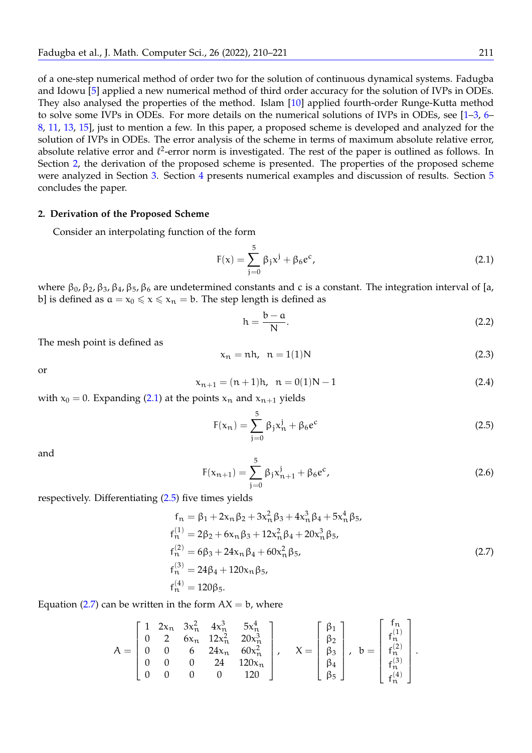of a one-step numerical method of order two for the solution of continuous dynamical systems. Fadugba and Idowu [5] applied a new numerical method of third order accuracy for the solution of IVPs in ODEs. They also analysed the properties of the method. Islam [10] applied fourth-order Runge-Kutta method to solve some IVPs in ODEs. For more details on the numerical solutions of IVPs in ODEs, see [1–3, 6–8, 11, 13, 15], just to mention a few. In this paper, a proposed scheme is developed and analyzed for the solution of IVPs in ODEs. The error analysis of the scheme in terms of maximum absolute relative error, absolute relative error and $\ell^2$-error norm is investigated. The rest of the paper is outlined as follows. In Section 2, the derivation of the proposed scheme is presented. The properties of the proposed scheme were analyzed in Section 3. Section 4 presents numerical examples and discussion of results. Section 5 concludes the paper.

## 2. Derivation of the Proposed Scheme

Consider an interpolating function of the form

$$F(x) = \sum_{j=0}^{5} \beta_j x^j + \beta_6 e^c, \tag{2.1}$$

where $\beta_0, \beta_2, \beta_3, \beta_4, \beta_5, \beta_6$ are undetermined constants and $c$ is a constant. The integration interval of [a, b] is defined as $a = x_0 \leqslant x \leqslant x_n = b$. The step length is defined as

$$h = \frac{b-a}{N}. \tag{2.2}$$

The mesh point is defined as

$$x_n = nh, \quad n = 1(1)N \tag{2.3}$$

or

$$x_{n+1} = (n+1)h, \quad n = 0(1)N-1 \tag{2.4}$$

with $x_0 = 0$. Expanding (2.1) at the points $x_n$ and $x_{n+1}$ yields

$$F(x_n) = \sum_{j=0}^{5} \beta_j x_n^j + \beta_6 e^c \tag{2.5}$$

and

$$F(x_{n+1}) = \sum_{j=0}^{5} \beta_j x_{n+1}^j + \beta_6 e^c, \tag{2.6}$$

respectively. Differentiating (2.5) five times yields

$$\begin{aligned}
f_n &= \beta_1 + 2x_n\beta_2 + 3x_n^2\beta_3 + 4x_n^3\beta_4 + 5x_n^4\beta_5, \\
f_n^{(1)} &= 2\beta_2 + 6x_n\beta_3 + 12x_n^2\beta_4 + 20x_n^3\beta_5, \\
f_n^{(2)} &= 6\beta_3 + 24x_n\beta_4 + 60x_n^2\beta_5, \\
f_n^{(3)} &= 24\beta_4 + 120x_n\beta_5, \\
f_n^{(4)} &= 120\beta_5.
\end{aligned} \tag{2.7}$$

Equation (2.7) can be written in the form $AX = b$, where

$$A = \begin{bmatrix} 1 & 2x_n & 3x_n^2 & 4x_n^3 & 5x_n^4 \\ 0 & 2 & 6x_n & 12x_n^2 & 20x_n^3 \\ 0 & 0 & 6 & 24x_n & 60x_n^2 \\ 0 & 0 & 0 & 24 & 120x_n \\ 0 & 0 & 0 & 0 & 120 \end{bmatrix}, \quad X = \begin{bmatrix} \beta_1 \\ \beta_2 \\ \beta_3 \\ \beta_4 \\ \beta_5 \end{bmatrix}, \quad b = \begin{bmatrix} f_n \\ f_n^{(1)} \\ f_n^{(2)} \\ f_n^{(3)} \\ f_n^{(4)} \end{bmatrix}.$$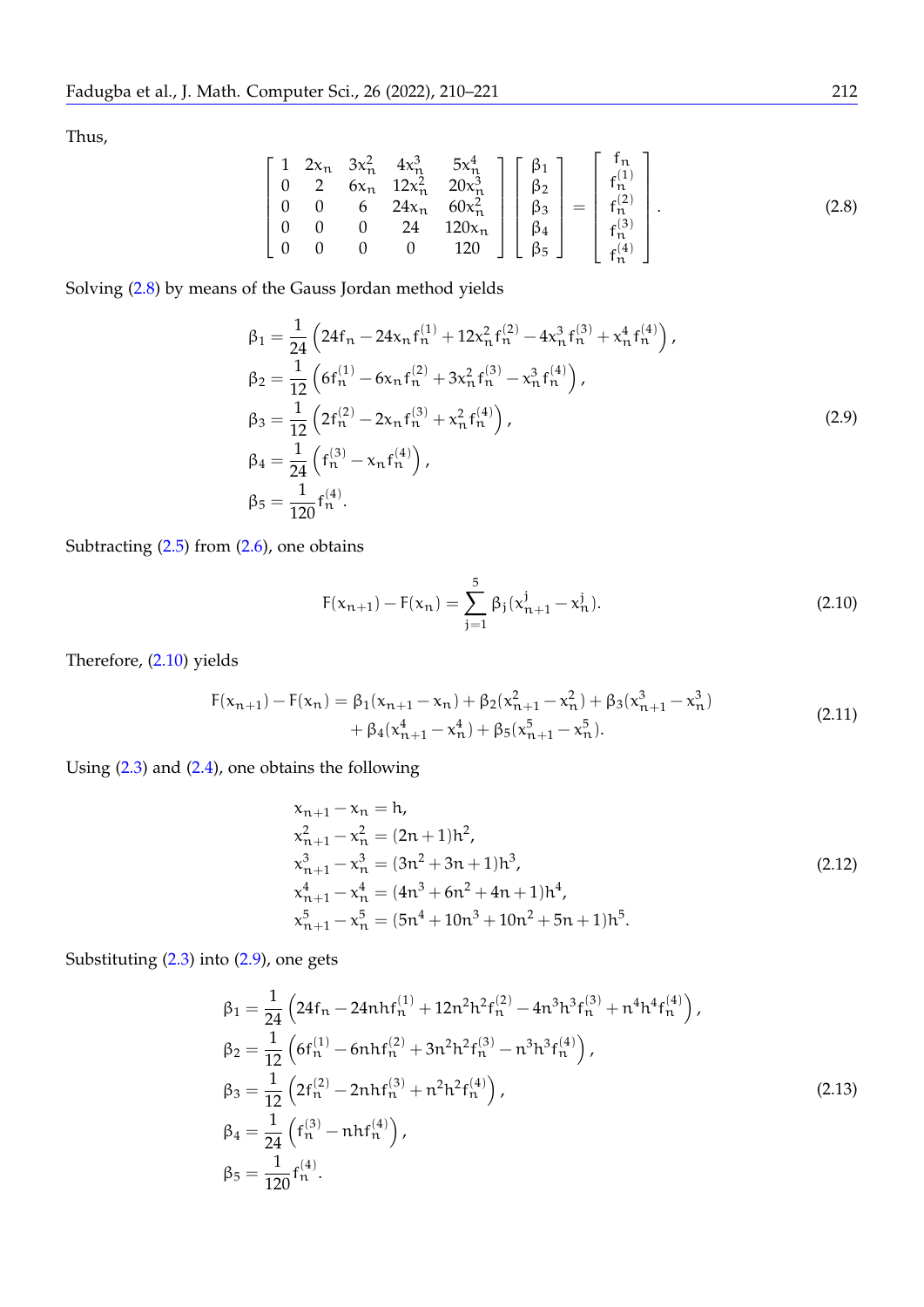Thus,

$$
\begin{bmatrix}
1 & 2x_n & 3x_n^2 & 4x_n^3 & 5x_n^4 \\
0 & 2 & 6x_n & 12x_n^2 & 20x_n^3 \\
0 & 0 & 6 & 24x_n & 60x_n^2 \\
0 & 0 & 0 & 24 & 120x_n \\
0 & 0 & 0 & 0 & 120
\end{bmatrix}
\begin{bmatrix}
\beta_1 \\ \beta_2 \\ \beta_3 \\ \beta_4 \\ \beta_5
\end{bmatrix}
=
\begin{bmatrix}
f_n \\ f_n^{(1)} \\ f_n^{(2)} \\ f_n^{(3)} \\ f_n^{(4)}
\end{bmatrix}. \tag{2.8}
$$

Solving (2.8) by means of the Gauss Jordan method yields

$$
\begin{aligned}
\beta_1 &= \frac{1}{24}\left(24f_n - 24x_n f_n^{(1)} + 12x_n^2 f_n^{(2)} - 4x_n^3 f_n^{(3)} + x_n^4 f_n^{(4)}\right), \\
\beta_2 &= \frac{1}{12}\left(6f_n^{(1)} - 6x_n f_n^{(2)} + 3x_n^2 f_n^{(3)} - x_n^3 f_n^{(4)}\right), \\
\beta_3 &= \frac{1}{12}\left(2f_n^{(2)} - 2x_n f_n^{(3)} + x_n^2 f_n^{(4)}\right), \\
\beta_4 &= \frac{1}{24}\left(f_n^{(3)} - x_n f_n^{(4)}\right), \\
\beta_5 &= \frac{1}{120} f_n^{(4)}.
\end{aligned} \tag{2.9}
$$

Subtracting (2.5) from (2.6), one obtains

$$
F(x_{n+1}) - F(x_n) = \sum_{j=1}^{5} \beta_j (x_{n+1}^j - x_n^j). \tag{2.10}
$$

Therefore, (2.10) yields

$$
\begin{aligned}
F(x_{n+1}) - F(x_n) = \beta_1(x_{n+1} - x_n) + \beta_2(x_{n+1}^2 - x_n^2) + \beta_3(x_{n+1}^3 - x_n^3) \\
+ \beta_4(x_{n+1}^4 - x_n^4) + \beta_5(x_{n+1}^5 - x_n^5).
\end{aligned} \tag{2.11}
$$

Using (2.3) and (2.4), one obtains the following

$$
\begin{aligned}
x_{n+1} - x_n &= h, \\
x_{n+1}^2 - x_n^2 &= (2n+1)h^2, \\
x_{n+1}^3 - x_n^3 &= (3n^2+3n+1)h^3, \\
x_{n+1}^4 - x_n^4 &= (4n^3+6n^2+4n+1)h^4, \\
x_{n+1}^5 - x_n^5 &= (5n^4+10n^3+10n^2+5n+1)h^5.
\end{aligned} \tag{2.12}
$$

Substituting (2.3) into (2.9), one gets

$$
\begin{aligned}
\beta_1 &= \frac{1}{24}\left(24f_n - 24nhf_n^{(1)} + 12n^2h^2 f_n^{(2)} - 4n^3h^3 f_n^{(3)} + n^4h^4 f_n^{(4)}\right), \\
\beta_2 &= \frac{1}{12}\left(6f_n^{(1)} - 6nhf_n^{(2)} + 3n^2h^2 f_n^{(3)} - n^3h^3 f_n^{(4)}\right), \\
\beta_3 &= \frac{1}{12}\left(2f_n^{(2)} - 2nhf_n^{(3)} + n^2h^2 f_n^{(4)}\right), \\
\beta_4 &= \frac{1}{24}\left(f_n^{(3)} - nhf_n^{(4)}\right), \\
\beta_5 &= \frac{1}{120} f_n^{(4)}.
\end{aligned} \tag{2.13}
$$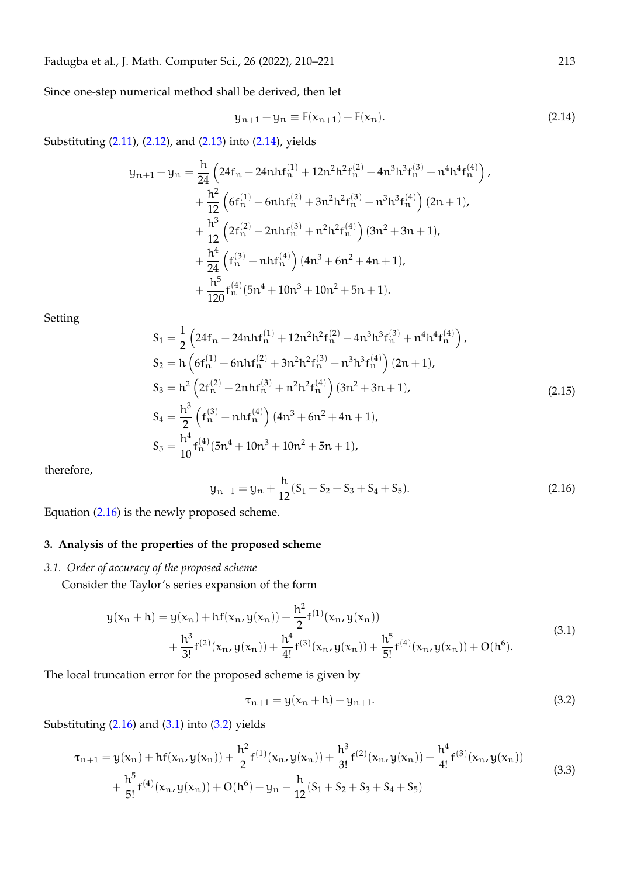Since one-step numerical method shall be derived, then let

$$y_{n+1} - y_n \equiv F(x_{n+1}) - F(x_n). \tag{2.14}$$

Substituting (2.11), (2.12), and (2.13) into (2.14), yields

$$\begin{aligned}
y_{n+1} - y_n = &\frac{h}{24}\left(24f_n - 24nhf_n^{(1)} + 12n^2h^2f_n^{(2)} - 4n^3h^3f_n^{(3)} + n^4h^4f_n^{(4)}\right), \\
&+ \frac{h^2}{12}\left(6f_n^{(1)} - 6nhf_n^{(2)} + 3n^2h^2f_n^{(3)} - n^3h^3f_n^{(4)}\right)(2n+1), \\
&+ \frac{h^3}{12}\left(2f_n^{(2)} - 2nhf_n^{(3)} + n^2h^2f_n^{(4)}\right)(3n^2+3n+1), \\
&+ \frac{h^4}{24}\left(f_n^{(3)} - nhf_n^{(4)}\right)(4n^3+6n^2+4n+1), \\
&+ \frac{h^5}{120}f_n^{(4)}(5n^4+10n^3+10n^2+5n+1).
\end{aligned}$$

Setting

$$\begin{aligned}
S_1 &= \frac{1}{2}\left(24f_n - 24nhf_n^{(1)} + 12n^2h^2f_n^{(2)} - 4n^3h^3f_n^{(3)} + n^4h^4f_n^{(4)}\right), \\
S_2 &= h\left(6f_n^{(1)} - 6nhf_n^{(2)} + 3n^2h^2f_n^{(3)} - n^3h^3f_n^{(4)}\right)(2n+1), \\
S_3 &= h^2\left(2f_n^{(2)} - 2nhf_n^{(3)} + n^2h^2f_n^{(4)}\right)(3n^2+3n+1), \\
S_4 &= \frac{h^3}{2}\left(f_n^{(3)} - nhf_n^{(4)}\right)(4n^3+6n^2+4n+1), \\
S_5 &= \frac{h^4}{10}f_n^{(4)}(5n^4+10n^3+10n^2+5n+1),
\end{aligned} \tag{2.15}$$

therefore,

$$y_{n+1} = y_n + \frac{h}{12}(S_1 + S_2 + S_3 + S_4 + S_5). \tag{2.16}$$

Equation (2.16) is the newly proposed scheme.

## 3. Analysis of the properties of the proposed scheme

### 3.1. *Order of accuracy of the proposed scheme*

Consider the Taylor's series expansion of the form

$$\begin{aligned}
y(x_n + h) = &\, y(x_n) + hf(x_n, y(x_n)) + \frac{h^2}{2}f^{(1)}(x_n, y(x_n)) \\
&+ \frac{h^3}{3!}f^{(2)}(x_n, y(x_n)) + \frac{h^4}{4!}f^{(3)}(x_n, y(x_n)) + \frac{h^5}{5!}f^{(4)}(x_n, y(x_n)) + O(h^6).
\end{aligned} \tag{3.1}$$

The local truncation error for the proposed scheme is given by

$$\tau_{n+1} = y(x_n + h) - y_{n+1}. \tag{3.2}$$

Substituting (2.16) and (3.1) into (3.2) yields

$$\begin{aligned}
\tau_{n+1} = &\, y(x_n) + hf(x_n, y(x_n)) + \frac{h^2}{2}f^{(1)}(x_n, y(x_n)) + \frac{h^3}{3!}f^{(2)}(x_n, y(x_n)) + \frac{h^4}{4!}f^{(3)}(x_n, y(x_n)) \\
&+ \frac{h^5}{5!}f^{(4)}(x_n, y(x_n)) + O(h^6) - y_n - \frac{h}{12}(S_1 + S_2 + S_3 + S_4 + S_5)
\end{aligned} \tag{3.3}$$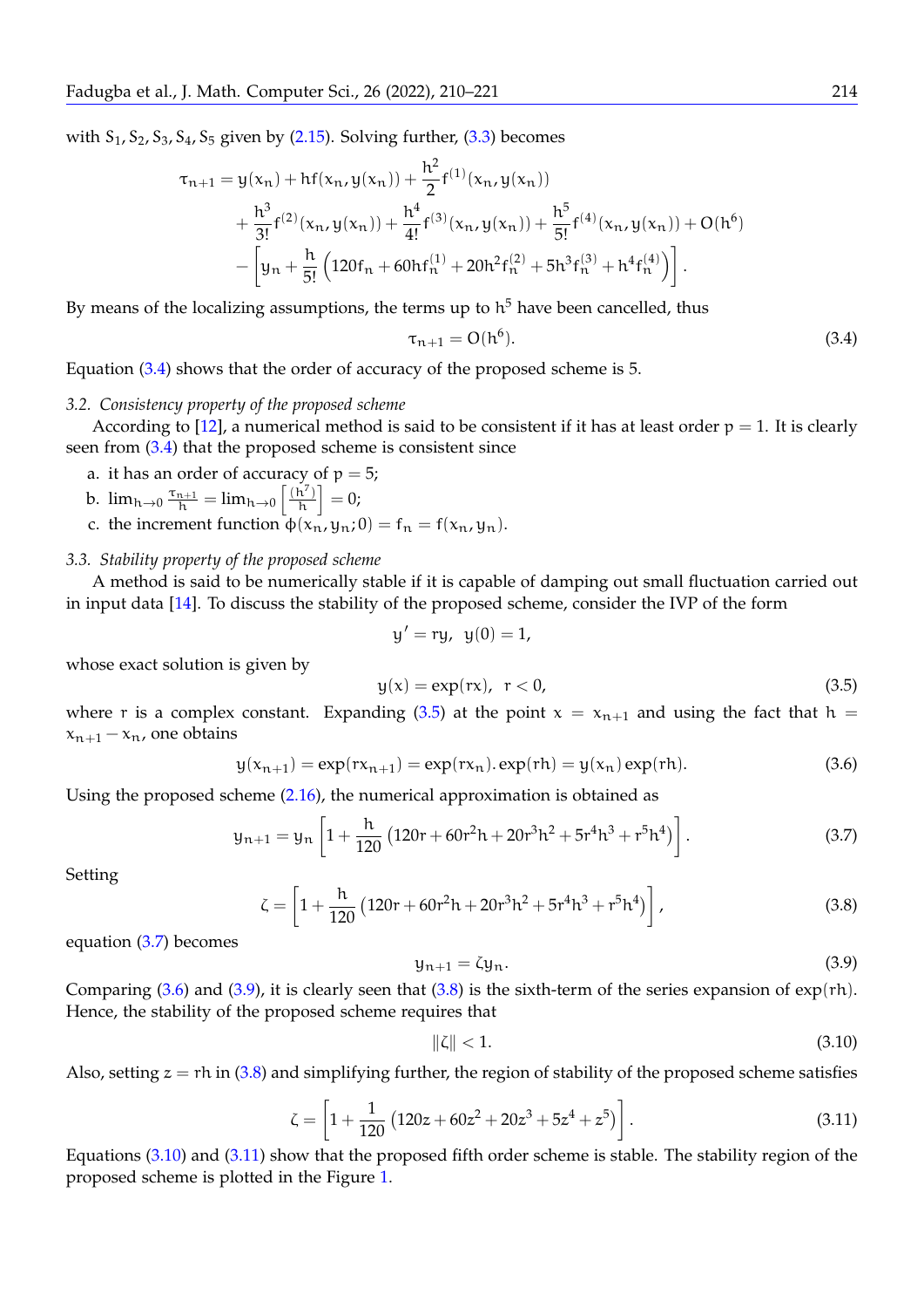with $S_1, S_2, S_3, S_4, S_5$ given by (2.15). Solving further, (3.3) becomes

$$
\begin{aligned}
\tau_{n+1} = y(x_n) + hf(x_n, y(x_n)) + \frac{h^2}{2} f^{(1)}(x_n, y(x_n)) \\
+ \frac{h^3}{3!} f^{(2)}(x_n, y(x_n)) + \frac{h^4}{4!} f^{(3)}(x_n, y(x_n)) + \frac{h^5}{5!} f^{(4)}(x_n, y(x_n)) + O(h^6) \\
- \left[ y_n + \frac{h}{5!} \left( 120 f_n + 60 h f_n^{(1)} + 20 h^2 f_n^{(2)} + 5 h^3 f_n^{(3)} + h^4 f_n^{(4)} \right) \right].
\end{aligned}
$$

By means of the localizing assumptions, the terms up to $h^5$ have been cancelled, thus

$$
\tau_{n+1} = O(h^6). \tag{3.4}
$$

Equation (3.4) shows that the order of accuracy of the proposed scheme is 5.

### 3.2. Consistency property of the proposed scheme

According to [12], a numerical method is said to be consistent if it has at least order $p = 1$. It is clearly seen from (3.4) that the proposed scheme is consistent since

a. it has an order of accuracy of $p = 5$;
b. $\lim_{h \to 0} \frac{\tau_{n+1}}{h} = \lim_{h \to 0} \left[ \frac{(h^7)}{h} \right] = 0$;
c. the increment function $\phi(x_n, y_n; 0) = f_n = f(x_n, y_n)$.

### 3.3. Stability property of the proposed scheme

A method is said to be numerically stable if it is capable of damping out small fluctuation carried out in input data [14]. To discuss the stability of the proposed scheme, consider the IVP of the form

$$
y' = ry, \quad y(0) = 1,
$$

whose exact solution is given by

$$
y(x) = \exp(rx), \quad r < 0, \tag{3.5}
$$

where $r$ is a complex constant. Expanding (3.5) at the point $x = x_{n+1}$ and using the fact that $h = x_{n+1} - x_n$, one obtains

$$
y(x_{n+1}) = \exp(rx_{n+1}) = \exp(rx_n).\exp(rh) = y(x_n)\exp(rh). \tag{3.6}
$$

Using the proposed scheme (2.16), the numerical approximation is obtained as

$$
y_{n+1} = y_n \left[ 1 + \frac{h}{120} \left( 120r + 60r^2h + 20r^3h^2 + 5r^4h^3 + r^5h^4 \right) \right]. \tag{3.7}
$$

Setting

$$
\zeta = \left[ 1 + \frac{h}{120} \left( 120r + 60r^2h + 20r^3h^2 + 5r^4h^3 + r^5h^4 \right) \right], \tag{3.8}
$$

equation (3.7) becomes

$$
y_{n+1} = \zeta y_n. \tag{3.9}
$$

Comparing (3.6) and (3.9), it is clearly seen that (3.8) is the sixth-term of the series expansion of $\exp(rh)$. Hence, the stability of the proposed scheme requires that

$$
\|\zeta\| < 1. \tag{3.10}
$$

Also, setting $z = rh$ in (3.8) and simplifying further, the region of stability of the proposed scheme satisfies

$$
\zeta = \left[ 1 + \frac{1}{120} \left( 120z + 60z^2 + 20z^3 + 5z^4 + z^5 \right) \right]. \tag{3.11}
$$

Equations (3.10) and (3.11) show that the proposed fifth order scheme is stable. The stability region of the proposed scheme is plotted in the Figure 1.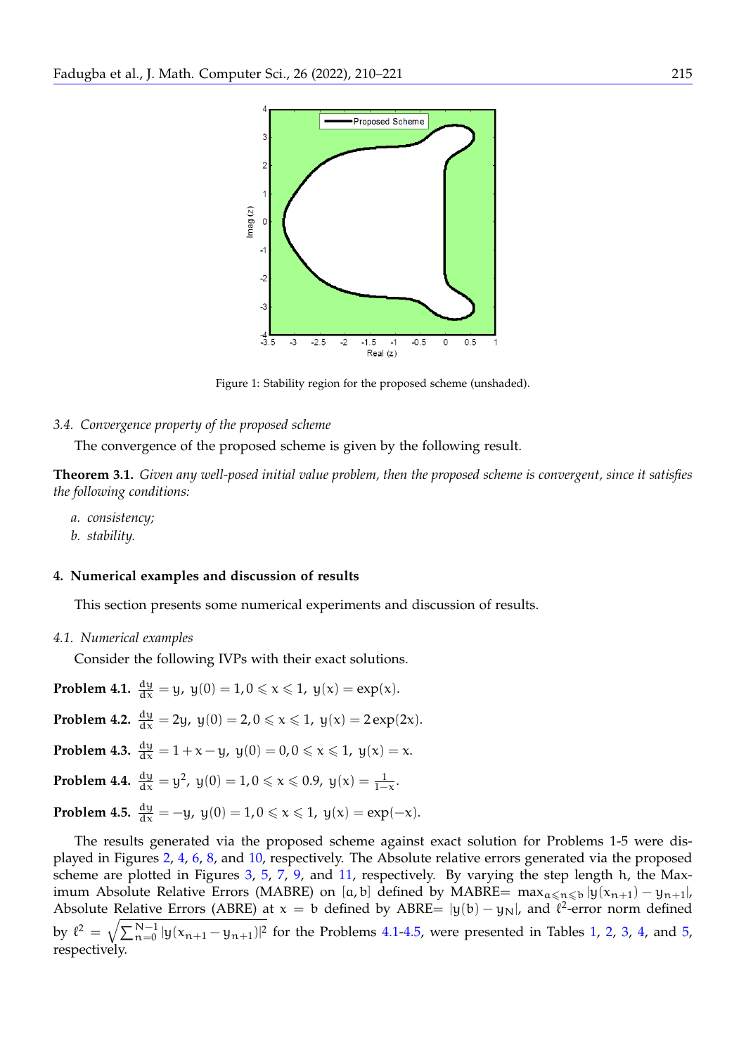Figure 1: Stability region for the proposed scheme (unshaded).

### 3.4. Convergence property of the proposed scheme

The convergence of the proposed scheme is given by the following result.

**Theorem 3.1.** *Given any well-posed initial value problem, then the proposed scheme is convergent, since it satisfies the following conditions:*

a. *consistency;*
b. *stability.*

## 4. Numerical examples and discussion of results

This section presents some numerical experiments and discussion of results.

### 4.1. Numerical examples

Consider the following IVPs with their exact solutions.

**Problem 4.1.** $\frac{dy}{dx} = y,\ y(0) = 1, 0 \leqslant x \leqslant 1,\ y(x) = \exp(x)$.

**Problem 4.2.** $\frac{dy}{dx} = 2y,\ y(0) = 2, 0 \leqslant x \leqslant 1,\ y(x) = 2\exp(2x)$.

**Problem 4.3.** $\frac{dy}{dx} = 1 + x - y,\ y(0) = 0, 0 \leqslant x \leqslant 1,\ y(x) = x$.

**Problem 4.4.** $\frac{dy}{dx} = y^2,\ y(0) = 1, 0 \leqslant x \leqslant 0.9,\ y(x) = \frac{1}{1-x}$.

**Problem 4.5.** $\frac{dy}{dx} = -y,\ y(0) = 1, 0 \leqslant x \leqslant 1,\ y(x) = \exp(-x)$.

The results generated via the proposed scheme against exact solution for Problems 1-5 were displayed in Figures 2, 4, 6, 8, and 10, respectively. The Absolute relative errors generated via the proposed scheme are plotted in Figures 3, 5, 7, 9, and 11, respectively. By varying the step length h, the Maximum Absolute Relative Errors (MABRE) on $[a, b]$ defined by MABRE= $\max_{a \leqslant n \leqslant b} |y(x_{n+1}) - y_{n+1}|$, Absolute Relative Errors (ABRE) at $x = b$ defined by ABRE= $|y(b) - y_N|$, and $\ell^2$-error norm defined by $\ell^2 = \sqrt{\sum_{n=0}^{N-1} |y(x_{n+1} - y_{n+1})|^2}$ for the Problems 4.1-4.5, were presented in Tables 1, 2, 3, 4, and 5, respectively.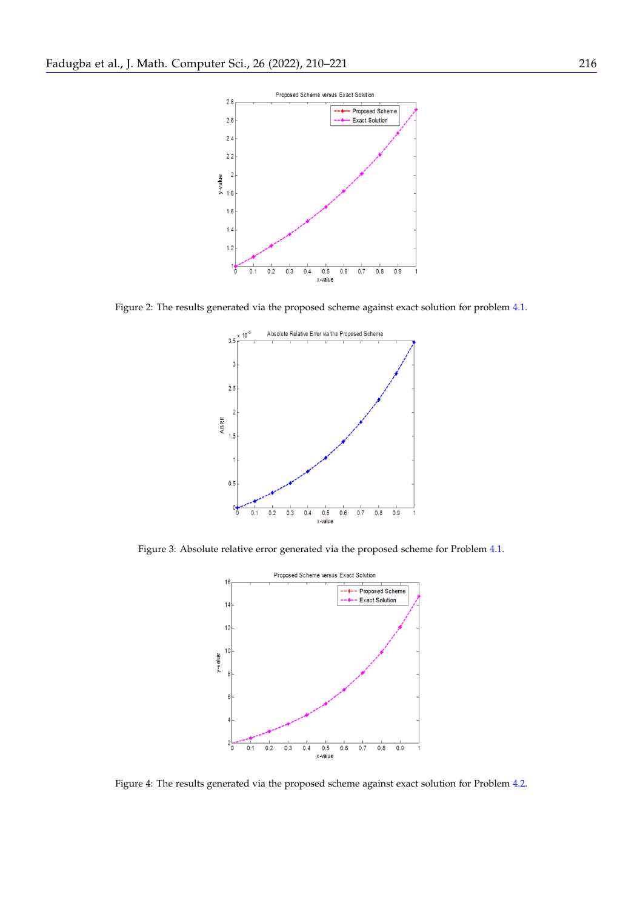Figure 2: The results generated via the proposed scheme against exact solution for problem 4.1.

Figure 3: Absolute relative error generated via the proposed scheme for Problem 4.1.

Figure 4: The results generated via the proposed scheme against exact solution for Problem 4.2.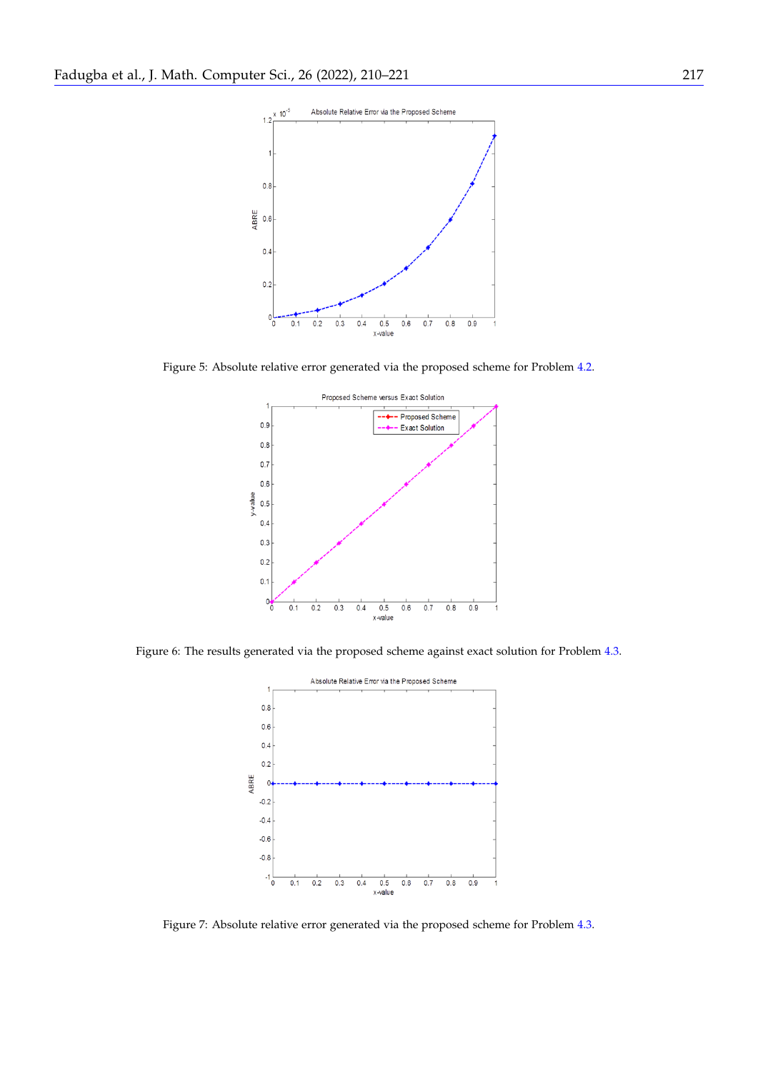Figure 5: Absolute relative error generated via the proposed scheme for Problem 4.2.

Figure 6: The results generated via the proposed scheme against exact solution for Problem 4.3.

Figure 7: Absolute relative error generated via the proposed scheme for Problem 4.3.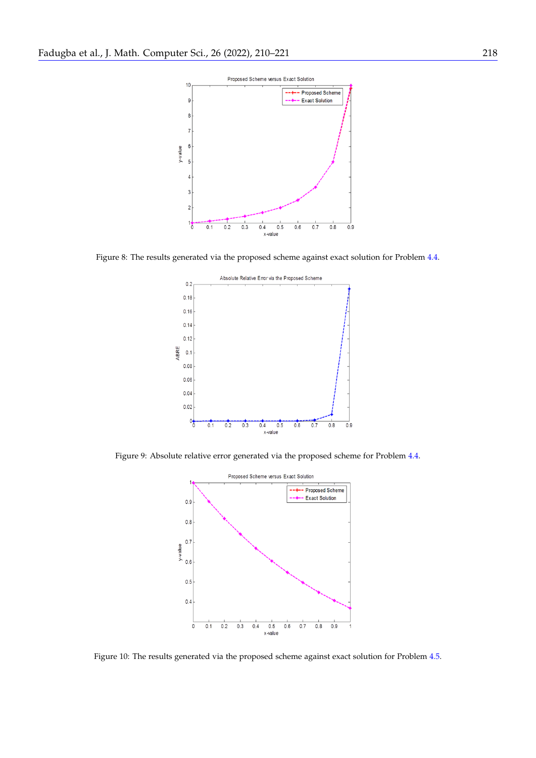Figure 8: The results generated via the proposed scheme against exact solution for Problem 4.4.

Figure 9: Absolute relative error generated via the proposed scheme for Problem 4.4.

Figure 10: The results generated via the proposed scheme against exact solution for Problem 4.5.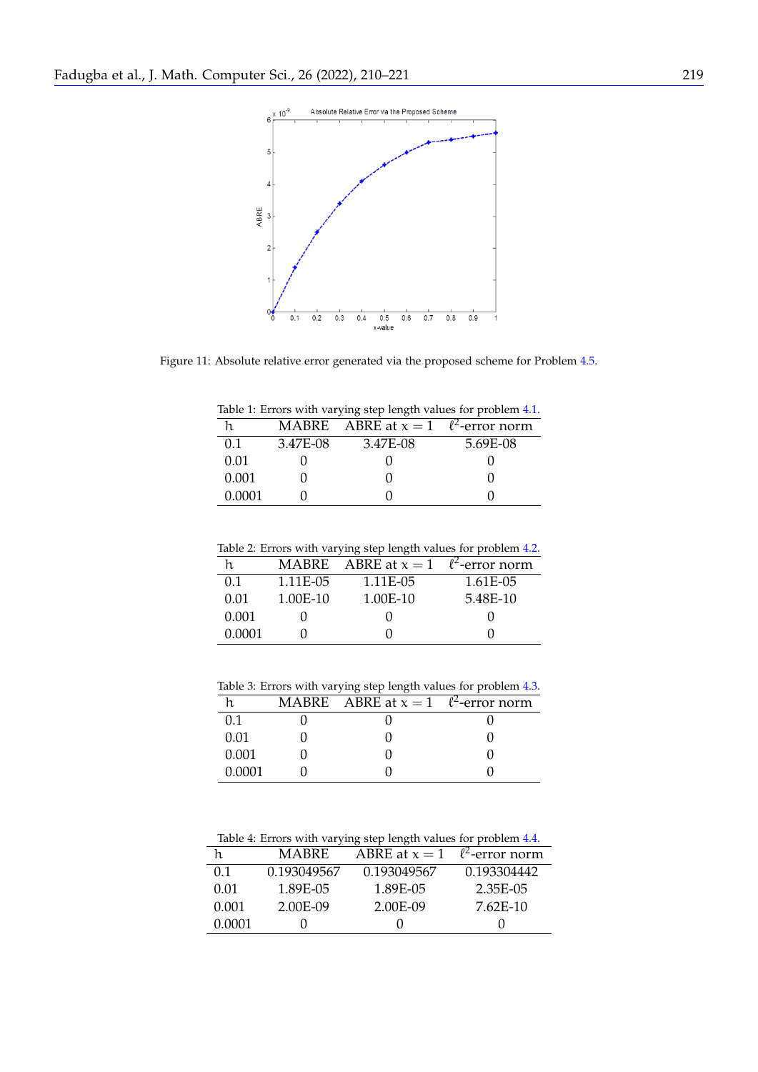Figure 11: Absolute relative error generated via the proposed scheme for Problem 4.5.

Table 1: Errors with varying step length values for problem 4.1.

| h | MABRE | ABRE at $x = 1$ | $\ell^2$-error norm |
|---|---|---|---|
| 0.1 | 3.47E-08 | 3.47E-08 | 5.69E-08 |
| 0.01 | 0 | 0 | 0 |
| 0.001 | 0 | 0 | 0 |
| 0.0001 | 0 | 0 | 0 |

Table 2: Errors with varying step length values for problem 4.2.

| h | MABRE | ABRE at $x = 1$ | $\ell^2$-error norm |
|---|---|---|---|
| 0.1 | 1.11E-05 | 1.11E-05 | 1.61E-05 |
| 0.01 | 1.00E-10 | 1.00E-10 | 5.48E-10 |
| 0.001 | 0 | 0 | 0 |
| 0.0001 | 0 | 0 | 0 |

Table 3: Errors with varying step length values for problem 4.3.

| h | MABRE | ABRE at $x = 1$ | $\ell^2$-error norm |
|---|---|---|---|
| 0.1 | 0 | 0 | 0 |
| 0.01 | 0 | 0 | 0 |
| 0.001 | 0 | 0 | 0 |
| 0.0001 | 0 | 0 | 0 |

Table 4: Errors with varying step length values for problem 4.4.

| h | MABRE | ABRE at $x = 1$ | $\ell^2$-error norm |
|---|---|---|---|
| 0.1 | 0.193049567 | 0.193049567 | 0.193304442 |
| 0.01 | 1.89E-05 | 1.89E-05 | 2.35E-05 |
| 0.001 | 2.00E-09 | 2.00E-09 | 7.62E-10 |
| 0.0001 | 0 | 0 | 0 |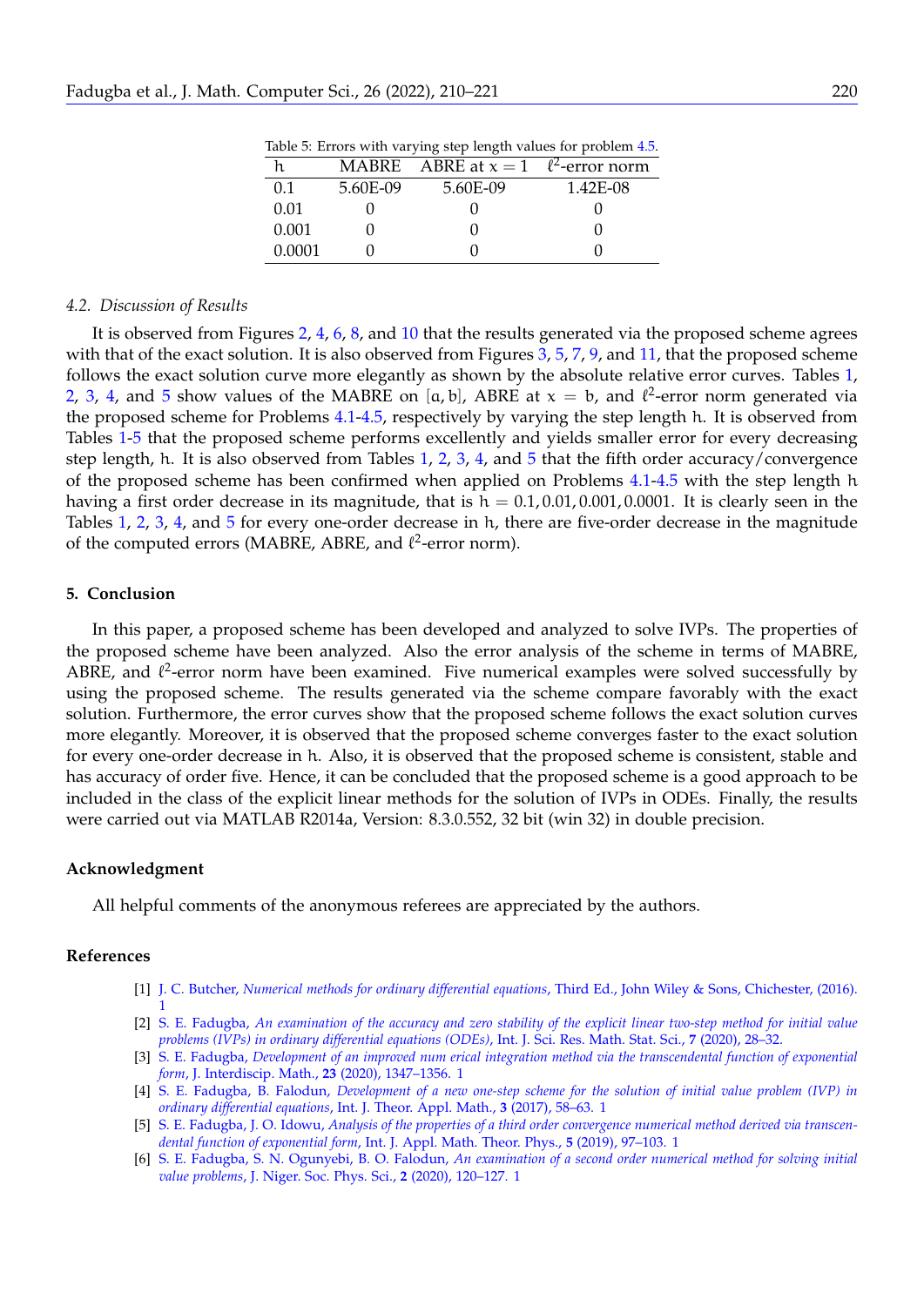Table 5: Errors with varying step length values for problem 4.5.

| $h$ | MABRE | ABRE at $x = 1$ | $\ell^2$-error norm |
|---|---|---|---|
| 0.1 | 5.60E-09 | 5.60E-09 | 1.42E-08 |
| 0.01 | 0 | 0 | 0 |
| 0.001 | 0 | 0 | 0 |
| 0.0001 | 0 | 0 | 0 |

### 4.2. Discussion of Results

It is observed from Figures 2, 4, 6, 8, and 10 that the results generated via the proposed scheme agrees with that of the exact solution. It is also observed from Figures 3, 5, 7, 9, and 11, that the proposed scheme follows the exact solution curve more elegantly as shown by the absolute relative error curves. Tables 1, 2, 3, 4, and 5 show values of the MABRE on $[a, b]$, ABRE at $x = b$, and $\ell^2$-error norm generated via the proposed scheme for Problems 4.1-4.5, respectively by varying the step length $h$. It is observed from Tables 1-5 that the proposed scheme performs excellently and yields smaller error for every decreasing step length, $h$. It is also observed from Tables 1, 2, 3, 4, and 5 that the fifth order accuracy/convergence of the proposed scheme has been confirmed when applied on Problems 4.1-4.5 with the step length $h$ having a first order decrease in its magnitude, that is $h = 0.1, 0.01, 0.001, 0.0001$. It is clearly seen in the Tables 1, 2, 3, 4, and 5 for every one-order decrease in $h$, there are five-order decrease in the magnitude of the computed errors (MABRE, ABRE, and $\ell^2$-error norm).

## 5. Conclusion

In this paper, a proposed scheme has been developed and analyzed to solve IVPs. The properties of the proposed scheme have been analyzed. Also the error analysis of the scheme in terms of MABRE, ABRE, and $\ell^2$-error norm have been examined. Five numerical examples were solved successfully by using the proposed scheme. The results generated via the scheme compare favorably with the exact solution. Furthermore, the error curves show that the proposed scheme follows the exact solution curves more elegantly. Moreover, it is observed that the proposed scheme converges faster to the exact solution for every one-order decrease in $h$. Also, it is observed that the proposed scheme is consistent, stable and has accuracy of order five. Hence, it can be concluded that the proposed scheme is a good approach to be included in the class of the explicit linear methods for the solution of IVPs in ODEs. Finally, the results were carried out via MATLAB R2014a, Version: 8.3.0.552, 32 bit (win 32) in double precision.

## Acknowledgment

All helpful comments of the anonymous referees are appreciated by the authors.

## References

[1] J. C. Butcher, *Numerical methods for ordinary differential equations*, Third Ed., John Wiley & Sons, Chichester, (2016). 1

[2] S. E. Fadugba, *An examination of the accuracy and zero stability of the explicit linear two-step method for initial value problems (IVPs) in ordinary differential equations (ODEs)*, Int. J. Sci. Res. Math. Stat. Sci., **7** (2020), 28–32.

[3] S. E. Fadugba, *Development of an improved num erical integration method via the transcendental function of exponential form*, J. Interdiscip. Math., **23** (2020), 1347–1356. 1

[4] S. E. Fadugba, B. Falodun, *Development of a new one-step scheme for the solution of initial value problem (IVP) in ordinary differential equations*, Int. J. Theor. Appl. Math., **3** (2017), 58–63. 1

[5] S. E. Fadugba, J. O. Idowu, *Analysis of the properties of a third order convergence numerical method derived via transcendental function of exponential form*, Int. J. Appl. Math. Theor. Phys., **5** (2019), 97–103. 1

[6] S. E. Fadugba, S. N. Ogunyebi, B. O. Falodun, *An examination of a second order numerical method for solving initial value problems*, J. Niger. Soc. Phys. Sci., **2** (2020), 120–127. 1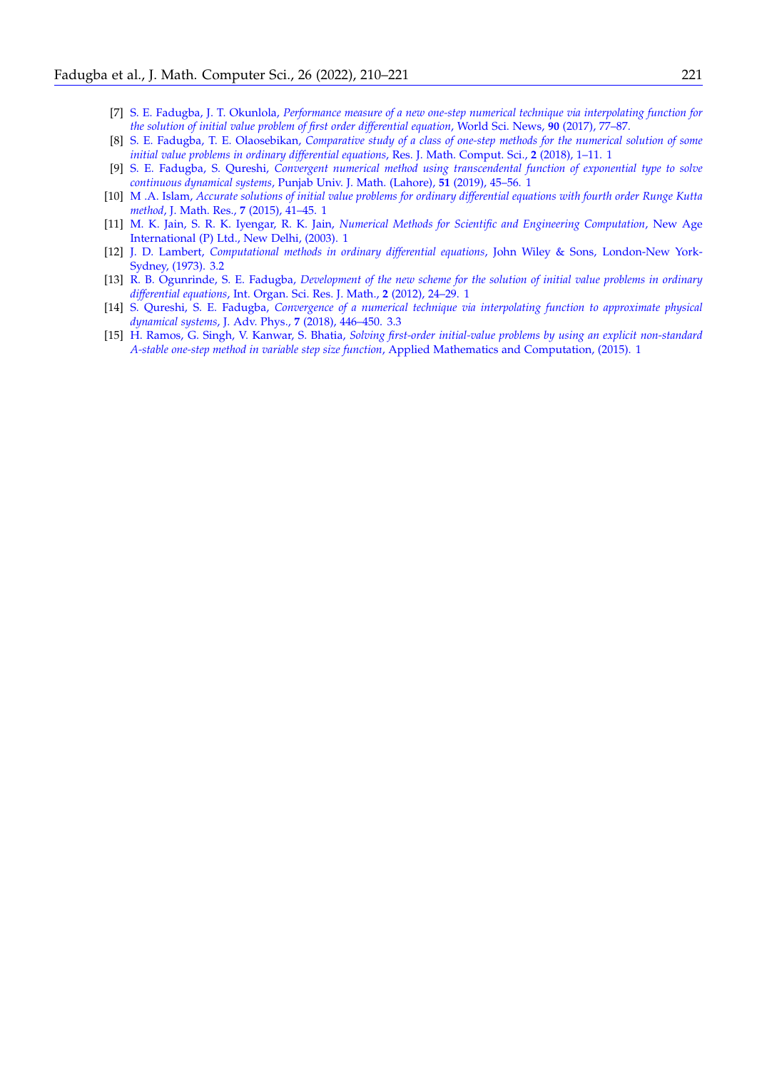[7] S. E. Fadugba, J. T. Okunlola, *Performance measure of a new one-step numerical technique via interpolating function for the solution of initial value problem of first order differential equation*, World Sci. News, **90** (2017), 77–87.

[8] S. E. Fadugba, T. E. Olaosebikan, *Comparative study of a class of one-step methods for the numerical solution of some initial value problems in ordinary differential equations*, Res. J. Math. Comput. Sci., **2** (2018), 1–11. 1

[9] S. E. Fadugba, S. Qureshi, *Convergent numerical method using transcendental function of exponential type to solve continuous dynamical systems*, Punjab Univ. J. Math. (Lahore), **51** (2019), 45–56. 1

[10] M .A. Islam, *Accurate solutions of initial value problems for ordinary differential equations with fourth order Runge Kutta method*, J. Math. Res., **7** (2015), 41–45. 1

[11] M. K. Jain, S. R. K. Iyengar, R. K. Jain, *Numerical Methods for Scientific and Engineering Computation*, New Age International (P) Ltd., New Delhi, (2003). 1

[12] J. D. Lambert, *Computational methods in ordinary differential equations*, John Wiley & Sons, London-New York-Sydney, (1973). 3.2

[13] R. B. Ogunrinde, S. E. Fadugba, *Development of the new scheme for the solution of initial value problems in ordinary differential equations*, Int. Organ. Sci. Res. J. Math., **2** (2012), 24–29. 1

[14] S. Qureshi, S. E. Fadugba, *Convergence of a numerical technique via interpolating function to approximate physical dynamical systems*, J. Adv. Phys., **7** (2018), 446–450. 3.3

[15] H. Ramos, G. Singh, V. Kanwar, S. Bhatia, *Solving first-order initial-value problems by using an explicit non-standard A-stable one-step method in variable step size function*, Applied Mathematics and Computation, (2015). 1